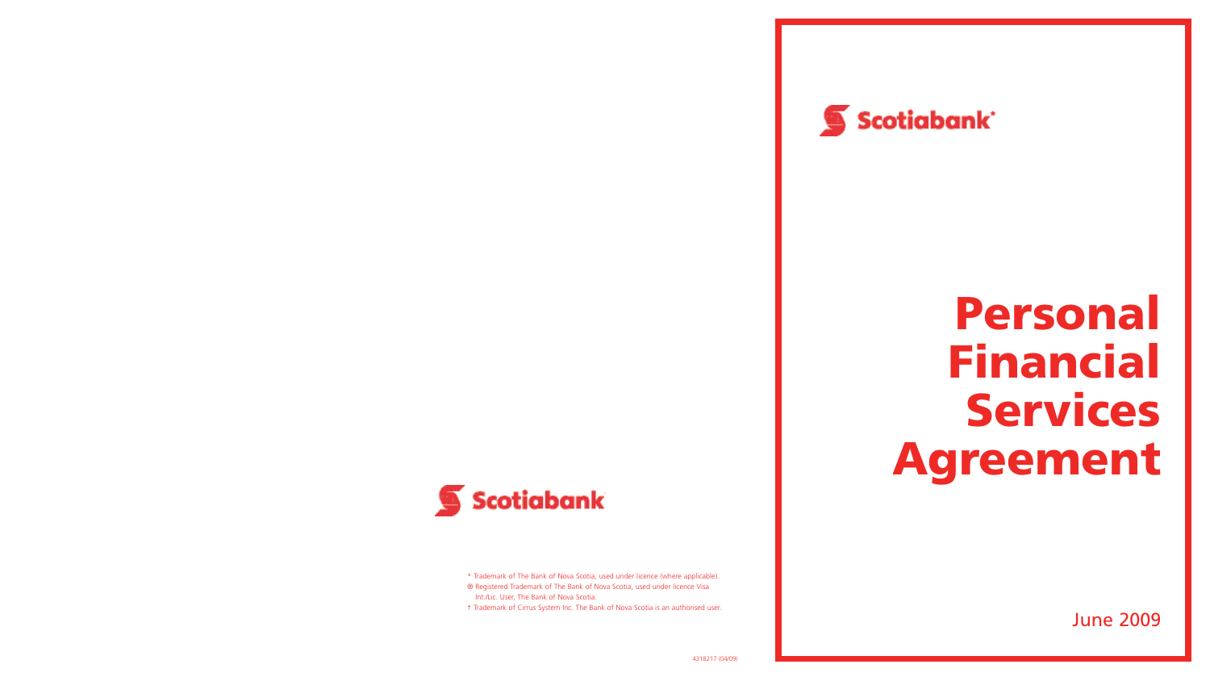Scotiabank*

# Personal Financial Services Agreement

June 2009

Scotiabank

* Trademark of The Bank of Nova Scotia, used under licence (where applicable).
® Registered Trademark of The Bank of Nova Scotia, used under licence Visa Int./Lic. User, The Bank of Nova Scotia.
† Trademark of Cirrus System Inc. The Bank of Nova Scotia is an authorised user.

4318217 (04/09)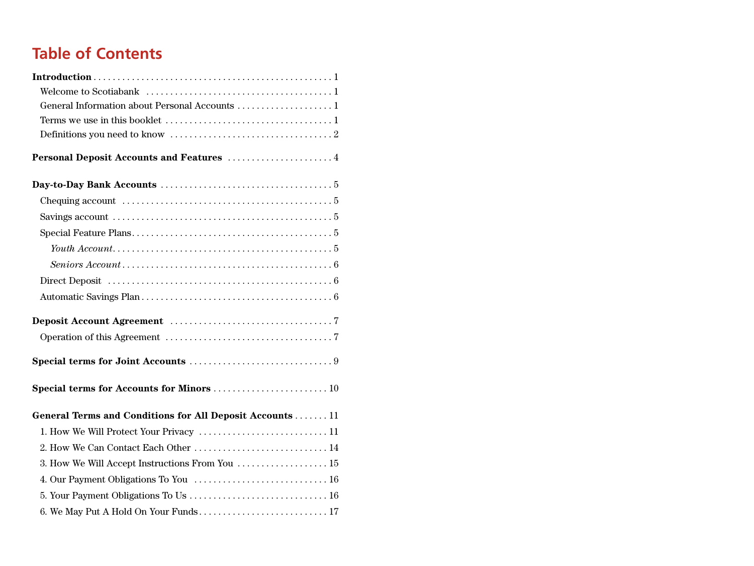# Table of Contents

**Introduction** . . . . . . . . . . . . . . . . . . . . . . . . . . . . . . . . . . . . . . . . . . . . . . . . 1

- Welcome to Scotiabank . . . . . . . . . . . . . . . . . . . . . . . . . . . . . . . . . . . . . . . 1
- General Information about Personal Accounts . . . . . . . . . . . . . . . . . . . . 1
- Terms we use in this booklet . . . . . . . . . . . . . . . . . . . . . . . . . . . . . . . . . . . 1
- Definitions you need to know . . . . . . . . . . . . . . . . . . . . . . . . . . . . . . . . . . 2

**Personal Deposit Accounts and Features** . . . . . . . . . . . . . . . . . . . . . . 4

**Day-to-Day Bank Accounts** . . . . . . . . . . . . . . . . . . . . . . . . . . . . . . . . . . . . 5

- Chequing account . . . . . . . . . . . . . . . . . . . . . . . . . . . . . . . . . . . . . . . . . . . 5
- Savings account . . . . . . . . . . . . . . . . . . . . . . . . . . . . . . . . . . . . . . . . . . . . . 5
- Special Feature Plans . . . . . . . . . . . . . . . . . . . . . . . . . . . . . . . . . . . . . . . . . 5
  - *Youth Account* . . . . . . . . . . . . . . . . . . . . . . . . . . . . . . . . . . . . . . . . . . . . 5
  - *Seniors Account* . . . . . . . . . . . . . . . . . . . . . . . . . . . . . . . . . . . . . . . . . . 6
- Direct Deposit . . . . . . . . . . . . . . . . . . . . . . . . . . . . . . . . . . . . . . . . . . . . . . 6
- Automatic Savings Plan . . . . . . . . . . . . . . . . . . . . . . . . . . . . . . . . . . . . . . . 6

**Deposit Account Agreement** . . . . . . . . . . . . . . . . . . . . . . . . . . . . . . . . . 7

- Operation of this Agreement . . . . . . . . . . . . . . . . . . . . . . . . . . . . . . . . . . 7

**Special terms for Joint Accounts** . . . . . . . . . . . . . . . . . . . . . . . . . . . . . 9

**Special terms for Accounts for Minors** . . . . . . . . . . . . . . . . . . . . . . . 10

**General Terms and Conditions for All Deposit Accounts** . . . . . . . 11

1. How We Will Protect Your Privacy . . . . . . . . . . . . . . . . . . . . . . . . . . 11
2. How We Can Contact Each Other . . . . . . . . . . . . . . . . . . . . . . . . . . . 14
3. How We Will Accept Instructions From You . . . . . . . . . . . . . . . . . . 15
4. Our Payment Obligations To You . . . . . . . . . . . . . . . . . . . . . . . . . . . 16
5. Your Payment Obligations To Us . . . . . . . . . . . . . . . . . . . . . . . . . . . . 16
6. We May Put A Hold On Your Funds . . . . . . . . . . . . . . . . . . . . . . . . . . 17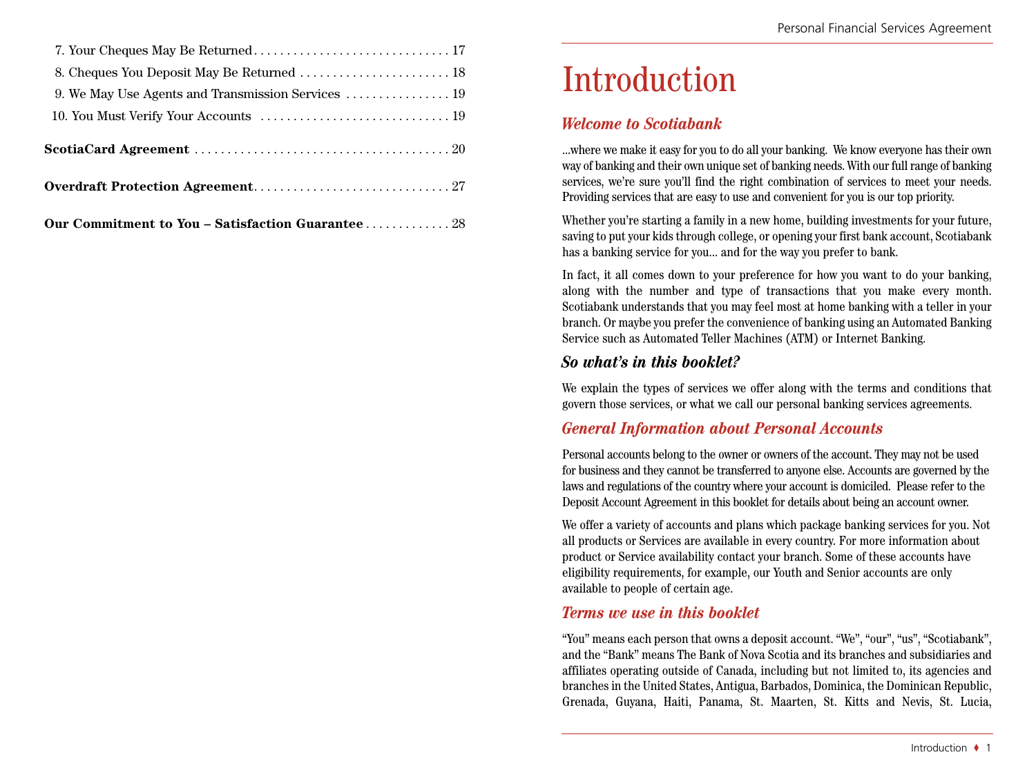7. Your Cheques May Be Returned . . . . . . . . . . . . . . . . . . . . . . . . . . . . . . 17
8. Cheques You Deposit May Be Returned . . . . . . . . . . . . . . . . . . . . . . . 18
9. We May Use Agents and Transmission Services . . . . . . . . . . . . . . . . 19
10. You Must Verify Your Accounts . . . . . . . . . . . . . . . . . . . . . . . . . . . . . 19

**ScotiaCard Agreement** . . . . . . . . . . . . . . . . . . . . . . . . . . . . . . . . . . . . . . . 20

**Overdraft Protection Agreement**. . . . . . . . . . . . . . . . . . . . . . . . . . . . . . 27

**Our Commitment to You – Satisfaction Guarantee** . . . . . . . . . . . . . 28

# Introduction

## *Welcome to Scotiabank*

...where we make it easy for you to do all your banking. We know everyone has their own way of banking and their own unique set of banking needs. With our full range of banking services, we're sure you'll find the right combination of services to meet your needs. Providing services that are easy to use and convenient for you is our top priority.

Whether you're starting a family in a new home, building investments for your future, saving to put your kids through college, or opening your first bank account, Scotiabank has a banking service for you... and for the way you prefer to bank.

In fact, it all comes down to your preference for how you want to do your banking, along with the number and type of transactions that you make every month. Scotiabank understands that you may feel most at home banking with a teller in your branch. Or maybe you prefer the convenience of banking using an Automated Banking Service such as Automated Teller Machines (ATM) or Internet Banking.

## *So what's in this booklet?*

We explain the types of services we offer along with the terms and conditions that govern those services, or what we call our personal banking services agreements.

## *General Information about Personal Accounts*

Personal accounts belong to the owner or owners of the account. They may not be used for business and they cannot be transferred to anyone else. Accounts are governed by the laws and regulations of the country where your account is domiciled. Please refer to the Deposit Account Agreement in this booklet for details about being an account owner.

We offer a variety of accounts and plans which package banking services for you. Not all products or Services are available in every country. For more information about product or Service availability contact your branch. Some of these accounts have eligibility requirements, for example, our Youth and Senior accounts are only available to people of certain age.

## *Terms we use in this booklet*

"You" means each person that owns a deposit account. "We", "our", "us", "Scotiabank", and the "Bank" means The Bank of Nova Scotia and its branches and subsidiaries and affiliates operating outside of Canada, including but not limited to, its agencies and branches in the United States, Antigua, Barbados, Dominica, the Dominican Republic, Grenada, Guyana, Haiti, Panama, St. Maarten, St. Kitts and Nevis, St. Lucia,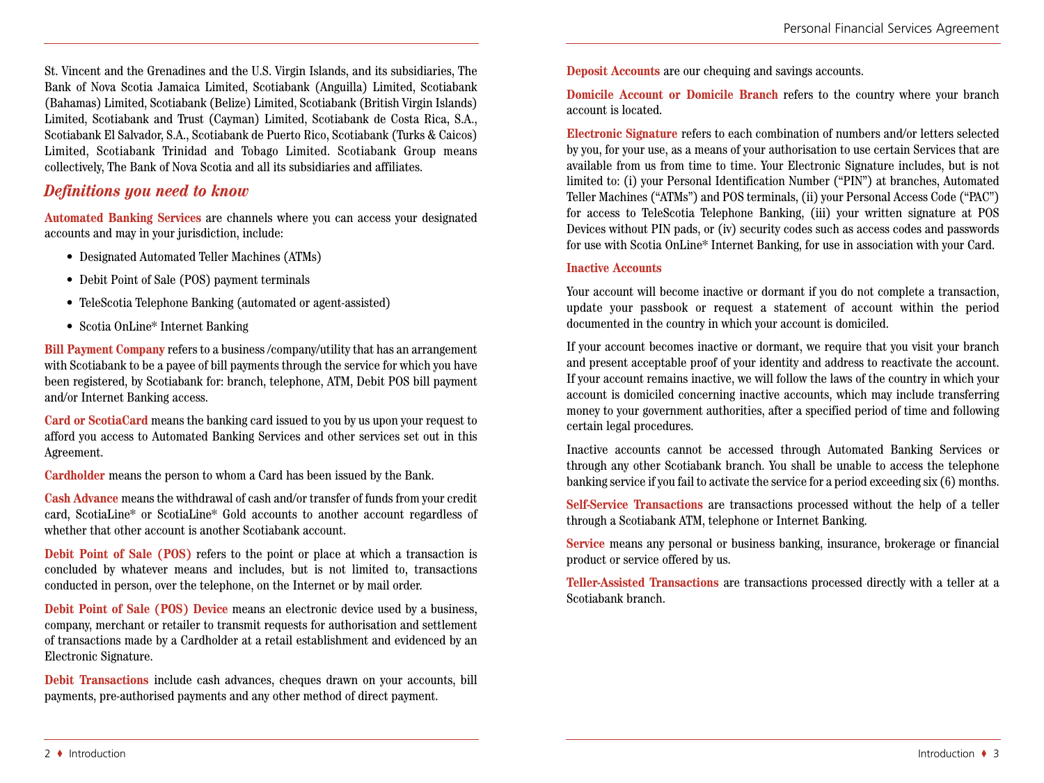St. Vincent and the Grenadines and the U.S. Virgin Islands, and its subsidiaries, The Bank of Nova Scotia Jamaica Limited, Scotiabank (Anguilla) Limited, Scotiabank (Bahamas) Limited, Scotiabank (Belize) Limited, Scotiabank (British Virgin Islands) Limited, Scotiabank and Trust (Cayman) Limited, Scotiabank de Costa Rica, S.A., Scotiabank El Salvador, S.A., Scotiabank de Puerto Rico, Scotiabank (Turks & Caicos) Limited, Scotiabank Trinidad and Tobago Limited. Scotiabank Group means collectively, The Bank of Nova Scotia and all its subsidiaries and affiliates.

## *Definitions you need to know*

**Automated Banking Services** are channels where you can access your designated accounts and may in your jurisdiction, include:

- Designated Automated Teller Machines (ATMs)
- Debit Point of Sale (POS) payment terminals
- TeleScotia Telephone Banking (automated or agent-assisted)
- Scotia OnLine* Internet Banking

**Bill Payment Company** refers to a business /company/utility that has an arrangement with Scotiabank to be a payee of bill payments through the service for which you have been registered, by Scotiabank for: branch, telephone, ATM, Debit POS bill payment and/or Internet Banking access.

**Card or ScotiaCard** means the banking card issued to you by us upon your request to afford you access to Automated Banking Services and other services set out in this Agreement.

**Cardholder** means the person to whom a Card has been issued by the Bank.

**Cash Advance** means the withdrawal of cash and/or transfer of funds from your credit card, ScotiaLine* or ScotiaLine* Gold accounts to another account regardless of whether that other account is another Scotiabank account.

**Debit Point of Sale (POS)** refers to the point or place at which a transaction is concluded by whatever means and includes, but is not limited to, transactions conducted in person, over the telephone, on the Internet or by mail order.

**Debit Point of Sale (POS) Device** means an electronic device used by a business, company, merchant or retailer to transmit requests for authorisation and settlement of transactions made by a Cardholder at a retail establishment and evidenced by an Electronic Signature.

**Debit Transactions** include cash advances, cheques drawn on your accounts, bill payments, pre-authorised payments and any other method of direct payment.

**Deposit Accounts** are our chequing and savings accounts.

**Domicile Account or Domicile Branch** refers to the country where your branch account is located.

**Electronic Signature** refers to each combination of numbers and/or letters selected by you, for your use, as a means of your authorisation to use certain Services that are available from us from time to time. Your Electronic Signature includes, but is not limited to: (i) your Personal Identification Number ("PIN") at branches, Automated Teller Machines ("ATMs") and POS terminals, (ii) your Personal Access Code ("PAC") for access to TeleScotia Telephone Banking, (iii) your written signature at POS Devices without PIN pads, or (iv) security codes such as access codes and passwords for use with Scotia OnLine* Internet Banking, for use in association with your Card.

**Inactive Accounts**

Your account will become inactive or dormant if you do not complete a transaction, update your passbook or request a statement of account within the period documented in the country in which your account is domiciled.

If your account becomes inactive or dormant, we require that you visit your branch and present acceptable proof of your identity and address to reactivate the account. If your account remains inactive, we will follow the laws of the country in which your account is domiciled concerning inactive accounts, which may include transferring money to your government authorities, after a specified period of time and following certain legal procedures.

Inactive accounts cannot be accessed through Automated Banking Services or through any other Scotiabank branch. You shall be unable to access the telephone banking service if you fail to activate the service for a period exceeding six (6) months.

**Self-Service Transactions** are transactions processed without the help of a teller through a Scotiabank ATM, telephone or Internet Banking.

**Service** means any personal or business banking, insurance, brokerage or financial product or service offered by us.

**Teller-Assisted Transactions** are transactions processed directly with a teller at a Scotiabank branch.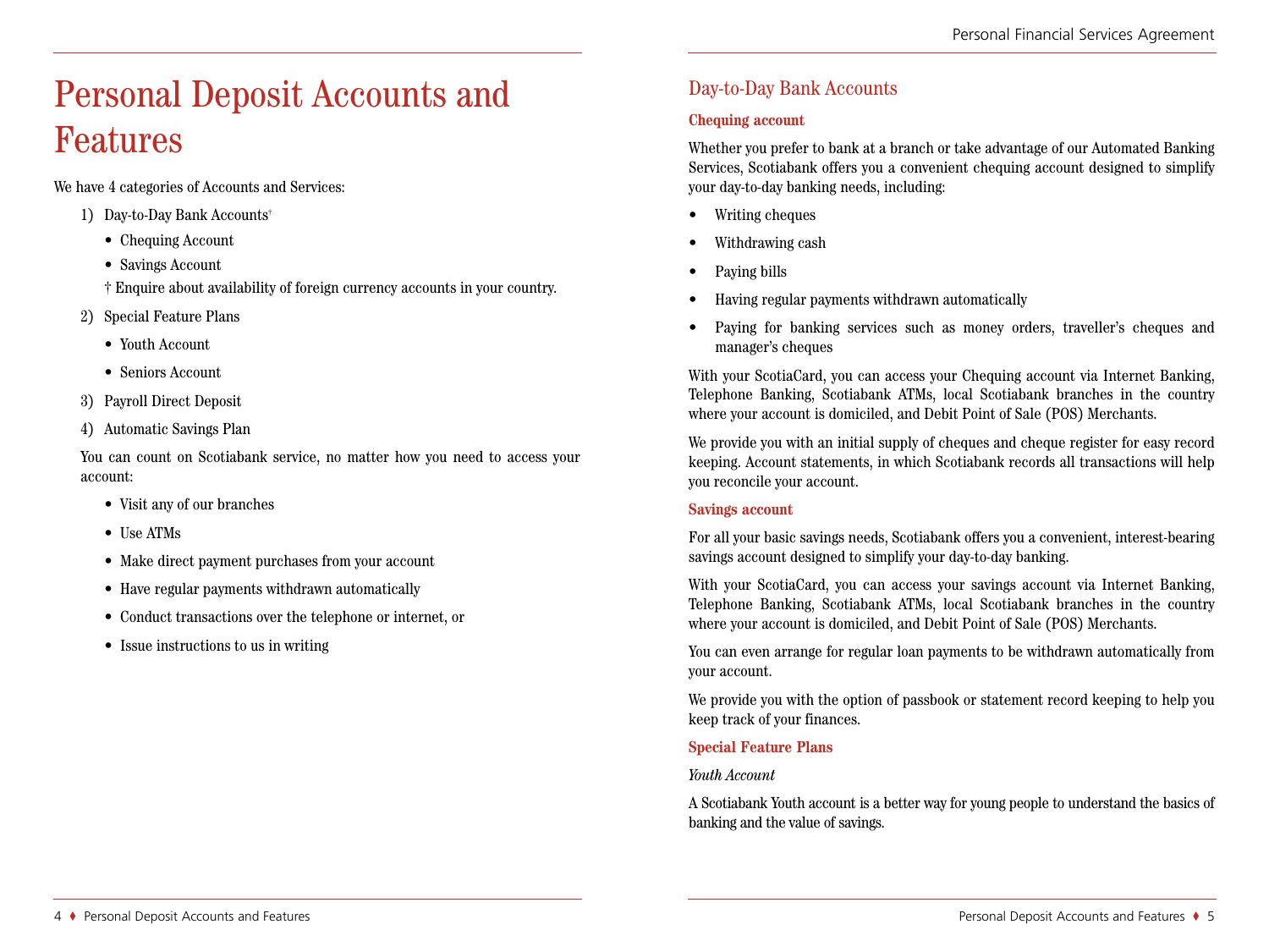# Personal Deposit Accounts and Features

We have 4 categories of Accounts and Services:

1) Day-to-Day Bank Accounts†
   - Chequing Account
   - Savings Account

   † Enquire about availability of foreign currency accounts in your country.
2) Special Feature Plans
   - Youth Account
   - Seniors Account
3) Payroll Direct Deposit
4) Automatic Savings Plan

You can count on Scotiabank service, no matter how you need to access your account:

- Visit any of our branches
- Use ATMs
- Make direct payment purchases from your account
- Have regular payments withdrawn automatically
- Conduct transactions over the telephone or internet, or
- Issue instructions to us in writing

## Day-to-Day Bank Accounts

### Chequing account

Whether you prefer to bank at a branch or take advantage of our Automated Banking Services, Scotiabank offers you a convenient chequing account designed to simplify your day-to-day banking needs, including:

- Writing cheques
- Withdrawing cash
- Paying bills
- Having regular payments withdrawn automatically
- Paying for banking services such as money orders, traveller's cheques and manager's cheques

With your ScotiaCard, you can access your Chequing account via Internet Banking, Telephone Banking, Scotiabank ATMs, local Scotiabank branches in the country where your account is domiciled, and Debit Point of Sale (POS) Merchants.

We provide you with an initial supply of cheques and cheque register for easy record keeping. Account statements, in which Scotiabank records all transactions will help you reconcile your account.

### Savings account

For all your basic savings needs, Scotiabank offers you a convenient, interest-bearing savings account designed to simplify your day-to-day banking.

With your ScotiaCard, you can access your savings account via Internet Banking, Telephone Banking, Scotiabank ATMs, local Scotiabank branches in the country where your account is domiciled, and Debit Point of Sale (POS) Merchants.

You can even arrange for regular loan payments to be withdrawn automatically from your account.

We provide you with the option of passbook or statement record keeping to help you keep track of your finances.

### Special Feature Plans

*Youth Account*

A Scotiabank Youth account is a better way for young people to understand the basics of banking and the value of savings.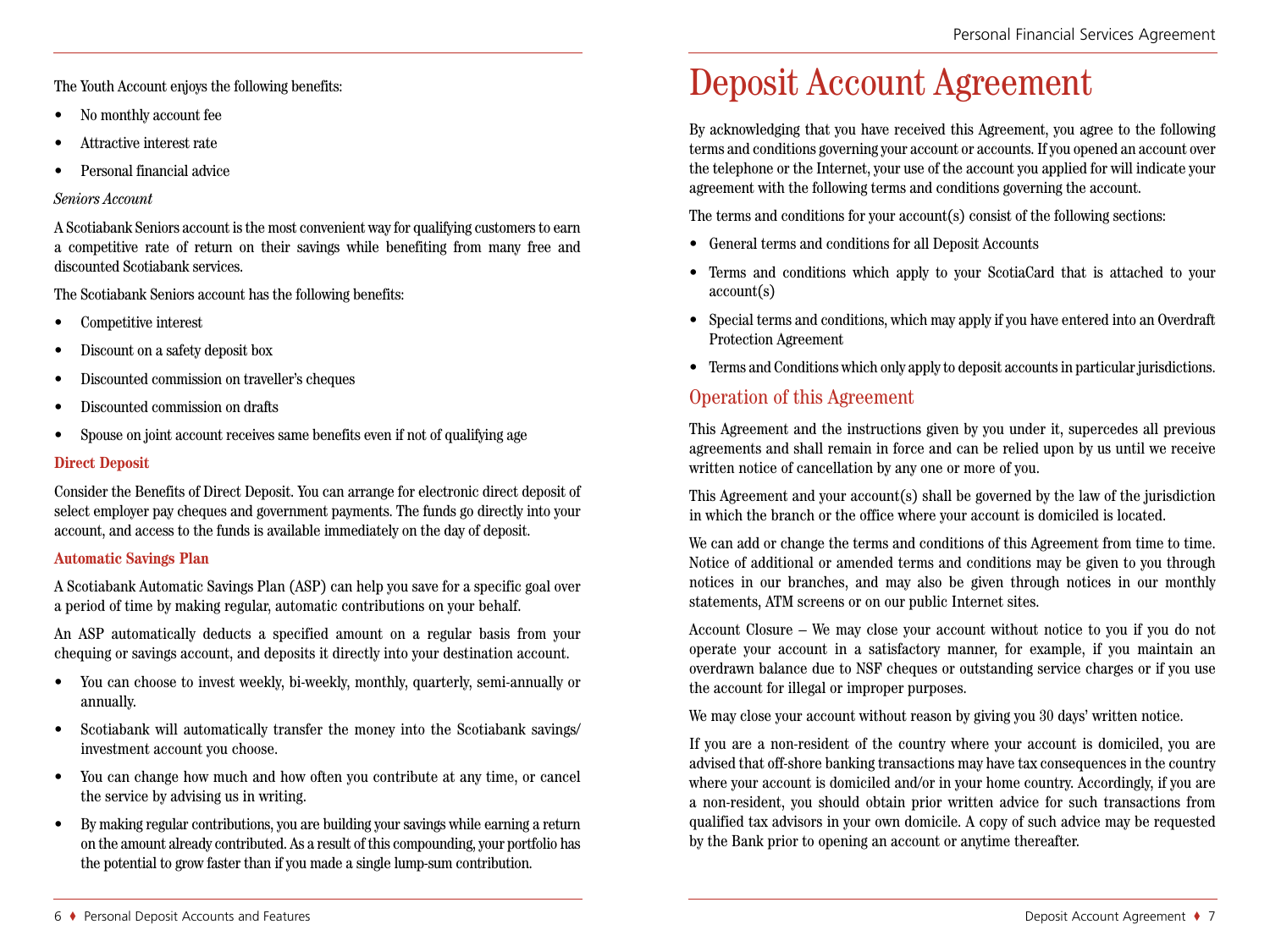The Youth Account enjoys the following benefits:

- No monthly account fee
- Attractive interest rate
- Personal financial advice

*Seniors Account*

A Scotiabank Seniors account is the most convenient way for qualifying customers to earn a competitive rate of return on their savings while benefiting from many free and discounted Scotiabank services.

The Scotiabank Seniors account has the following benefits:

- Competitive interest
- Discount on a safety deposit box
- Discounted commission on traveller's cheques
- Discounted commission on drafts
- Spouse on joint account receives same benefits even if not of qualifying age

### Direct Deposit

Consider the Benefits of Direct Deposit. You can arrange for electronic direct deposit of select employer pay cheques and government payments. The funds go directly into your account, and access to the funds is available immediately on the day of deposit.

### Automatic Savings Plan

A Scotiabank Automatic Savings Plan (ASP) can help you save for a specific goal over a period of time by making regular, automatic contributions on your behalf.

An ASP automatically deducts a specified amount on a regular basis from your chequing or savings account, and deposits it directly into your destination account.

- You can choose to invest weekly, bi-weekly, monthly, quarterly, semi-annually or annually.
- Scotiabank will automatically transfer the money into the Scotiabank savings/investment account you choose.
- You can change how much and how often you contribute at any time, or cancel the service by advising us in writing.
- By making regular contributions, you are building your savings while earning a return on the amount already contributed. As a result of this compounding, your portfolio has the potential to grow faster than if you made a single lump-sum contribution.

# Deposit Account Agreement

By acknowledging that you have received this Agreement, you agree to the following terms and conditions governing your account or accounts. If you opened an account over the telephone or the Internet, your use of the account you applied for will indicate your agreement with the following terms and conditions governing the account.

The terms and conditions for your account(s) consist of the following sections:

- General terms and conditions for all Deposit Accounts
- Terms and conditions which apply to your ScotiaCard that is attached to your account(s)
- Special terms and conditions, which may apply if you have entered into an Overdraft Protection Agreement
- Terms and Conditions which only apply to deposit accounts in particular jurisdictions.

## Operation of this Agreement

This Agreement and the instructions given by you under it, supercedes all previous agreements and shall remain in force and can be relied upon by us until we receive written notice of cancellation by any one or more of you.

This Agreement and your account(s) shall be governed by the law of the jurisdiction in which the branch or the office where your account is domiciled is located.

We can add or change the terms and conditions of this Agreement from time to time. Notice of additional or amended terms and conditions may be given to you through notices in our branches, and may also be given through notices in our monthly statements, ATM screens or on our public Internet sites.

Account Closure – We may close your account without notice to you if you do not operate your account in a satisfactory manner, for example, if you maintain an overdrawn balance due to NSF cheques or outstanding service charges or if you use the account for illegal or improper purposes.

We may close your account without reason by giving you 30 days' written notice.

If you are a non-resident of the country where your account is domiciled, you are advised that off-shore banking transactions may have tax consequences in the country where your account is domiciled and/or in your home country. Accordingly, if you are a non-resident, you should obtain prior written advice for such transactions from qualified tax advisors in your own domicile. A copy of such advice may be requested by the Bank prior to opening an account or anytime thereafter.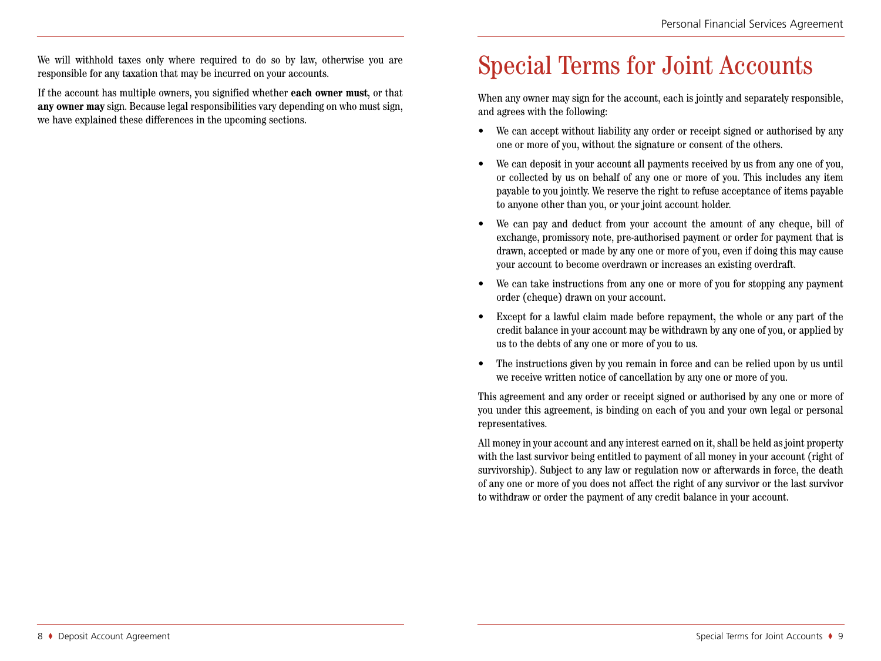We will withhold taxes only where required to do so by law, otherwise you are responsible for any taxation that may be incurred on your accounts.

If the account has multiple owners, you signified whether **each owner must**, or that **any owner may** sign. Because legal responsibilities vary depending on who must sign, we have explained these differences in the upcoming sections.

# Special Terms for Joint Accounts

When any owner may sign for the account, each is jointly and separately responsible, and agrees with the following:

- We can accept without liability any order or receipt signed or authorised by any one or more of you, without the signature or consent of the others.
- We can deposit in your account all payments received by us from any one of you, or collected by us on behalf of any one or more of you. This includes any item payable to you jointly. We reserve the right to refuse acceptance of items payable to anyone other than you, or your joint account holder.
- We can pay and deduct from your account the amount of any cheque, bill of exchange, promissory note, pre-authorised payment or order for payment that is drawn, accepted or made by any one or more of you, even if doing this may cause your account to become overdrawn or increases an existing overdraft.
- We can take instructions from any one or more of you for stopping any payment order (cheque) drawn on your account.
- Except for a lawful claim made before repayment, the whole or any part of the credit balance in your account may be withdrawn by any one of you, or applied by us to the debts of any one or more of you to us.
- The instructions given by you remain in force and can be relied upon by us until we receive written notice of cancellation by any one or more of you.

This agreement and any order or receipt signed or authorised by any one or more of you under this agreement, is binding on each of you and your own legal or personal representatives.

All money in your account and any interest earned on it, shall be held as joint property with the last survivor being entitled to payment of all money in your account (right of survivorship). Subject to any law or regulation now or afterwards in force, the death of any one or more of you does not affect the right of any survivor or the last survivor to withdraw or order the payment of any credit balance in your account.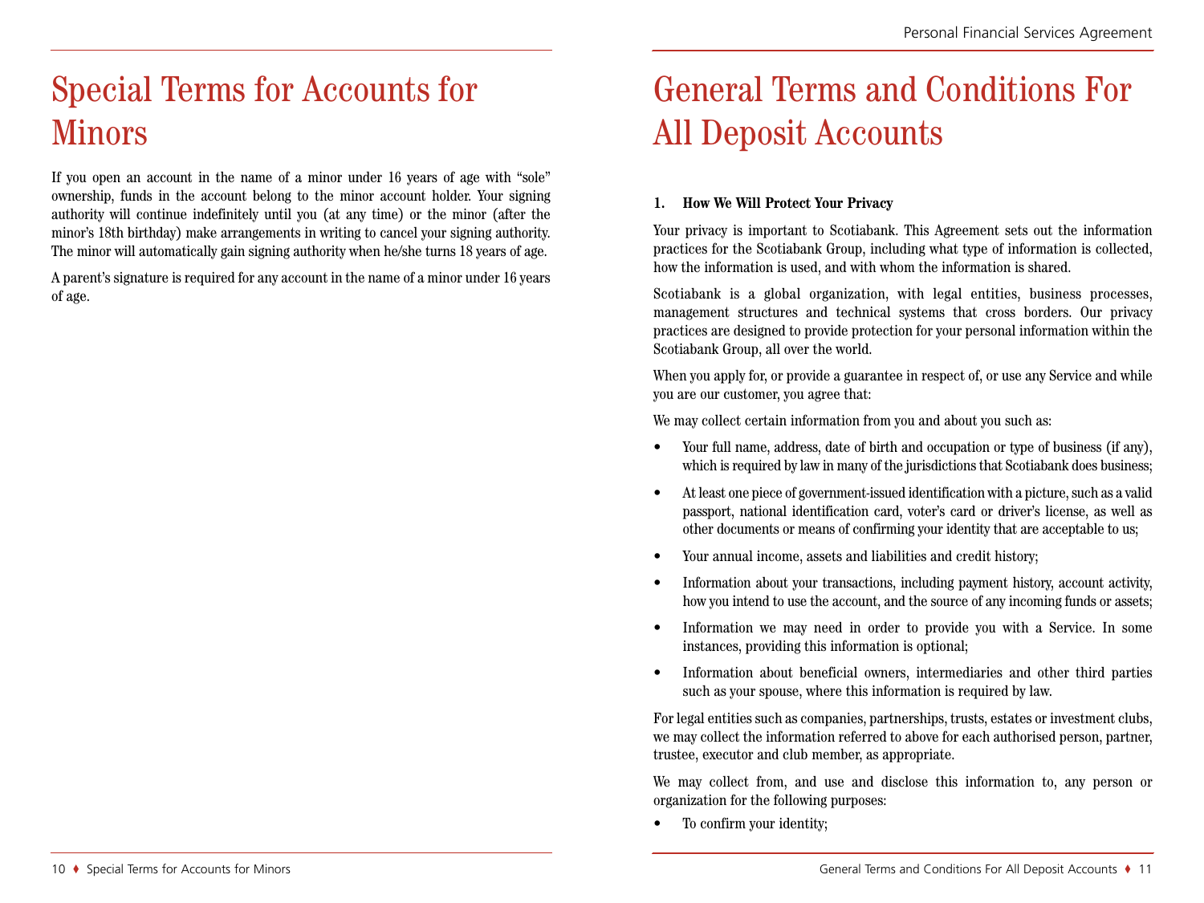# Special Terms for Accounts for Minors

If you open an account in the name of a minor under 16 years of age with "sole" ownership, funds in the account belong to the minor account holder. Your signing authority will continue indefinitely until you (at any time) or the minor (after the minor's 18th birthday) make arrangements in writing to cancel your signing authority. The minor will automatically gain signing authority when he/she turns 18 years of age.

A parent's signature is required for any account in the name of a minor under 16 years of age.

# General Terms and Conditions For All Deposit Accounts

**1. How We Will Protect Your Privacy**

Your privacy is important to Scotiabank. This Agreement sets out the information practices for the Scotiabank Group, including what type of information is collected, how the information is used, and with whom the information is shared.

Scotiabank is a global organization, with legal entities, business processes, management structures and technical systems that cross borders. Our privacy practices are designed to provide protection for your personal information within the Scotiabank Group, all over the world.

When you apply for, or provide a guarantee in respect of, or use any Service and while you are our customer, you agree that:

We may collect certain information from you and about you such as:

- Your full name, address, date of birth and occupation or type of business (if any), which is required by law in many of the jurisdictions that Scotiabank does business;
- At least one piece of government-issued identification with a picture, such as a valid passport, national identification card, voter's card or driver's license, as well as other documents or means of confirming your identity that are acceptable to us;
- Your annual income, assets and liabilities and credit history;
- Information about your transactions, including payment history, account activity, how you intend to use the account, and the source of any incoming funds or assets;
- Information we may need in order to provide you with a Service. In some instances, providing this information is optional;
- Information about beneficial owners, intermediaries and other third parties such as your spouse, where this information is required by law.

For legal entities such as companies, partnerships, trusts, estates or investment clubs, we may collect the information referred to above for each authorised person, partner, trustee, executor and club member, as appropriate.

We may collect from, and use and disclose this information to, any person or organization for the following purposes:

- To confirm your identity;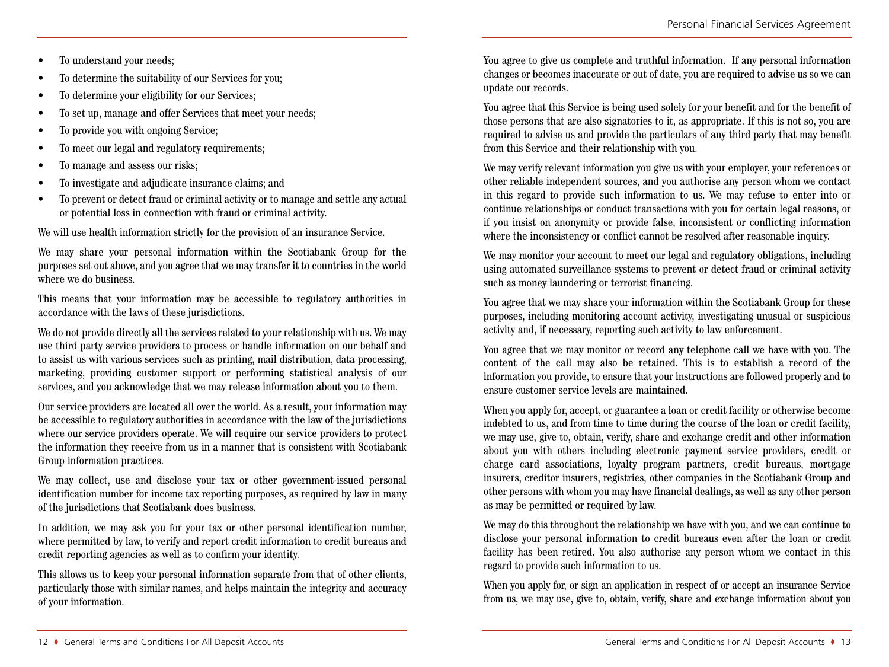- To understand your needs;
- To determine the suitability of our Services for you;
- To determine your eligibility for our Services;
- To set up, manage and offer Services that meet your needs;
- To provide you with ongoing Service;
- To meet our legal and regulatory requirements;
- To manage and assess our risks;
- To investigate and adjudicate insurance claims; and
- To prevent or detect fraud or criminal activity or to manage and settle any actual or potential loss in connection with fraud or criminal activity.

We will use health information strictly for the provision of an insurance Service.

We may share your personal information within the Scotiabank Group for the purposes set out above, and you agree that we may transfer it to countries in the world where we do business.

This means that your information may be accessible to regulatory authorities in accordance with the laws of these jurisdictions.

We do not provide directly all the services related to your relationship with us. We may use third party service providers to process or handle information on our behalf and to assist us with various services such as printing, mail distribution, data processing, marketing, providing customer support or performing statistical analysis of our services, and you acknowledge that we may release information about you to them.

Our service providers are located all over the world. As a result, your information may be accessible to regulatory authorities in accordance with the law of the jurisdictions where our service providers operate. We will require our service providers to protect the information they receive from us in a manner that is consistent with Scotiabank Group information practices.

We may collect, use and disclose your tax or other government-issued personal identification number for income tax reporting purposes, as required by law in many of the jurisdictions that Scotiabank does business.

In addition, we may ask you for your tax or other personal identification number, where permitted by law, to verify and report credit information to credit bureaus and credit reporting agencies as well as to confirm your identity.

This allows us to keep your personal information separate from that of other clients, particularly those with similar names, and helps maintain the integrity and accuracy of your information.

You agree to give us complete and truthful information. If any personal information changes or becomes inaccurate or out of date, you are required to advise us so we can update our records.

You agree that this Service is being used solely for your benefit and for the benefit of those persons that are also signatories to it, as appropriate. If this is not so, you are required to advise us and provide the particulars of any third party that may benefit from this Service and their relationship with you.

We may verify relevant information you give us with your employer, your references or other reliable independent sources, and you authorise any person whom we contact in this regard to provide such information to us. We may refuse to enter into or continue relationships or conduct transactions with you for certain legal reasons, or if you insist on anonymity or provide false, inconsistent or conflicting information where the inconsistency or conflict cannot be resolved after reasonable inquiry.

We may monitor your account to meet our legal and regulatory obligations, including using automated surveillance systems to prevent or detect fraud or criminal activity such as money laundering or terrorist financing.

You agree that we may share your information within the Scotiabank Group for these purposes, including monitoring account activity, investigating unusual or suspicious activity and, if necessary, reporting such activity to law enforcement.

You agree that we may monitor or record any telephone call we have with you. The content of the call may also be retained. This is to establish a record of the information you provide, to ensure that your instructions are followed properly and to ensure customer service levels are maintained.

When you apply for, accept, or guarantee a loan or credit facility or otherwise become indebted to us, and from time to time during the course of the loan or credit facility, we may use, give to, obtain, verify, share and exchange credit and other information about you with others including electronic payment service providers, credit or charge card associations, loyalty program partners, credit bureaus, mortgage insurers, creditor insurers, registries, other companies in the Scotiabank Group and other persons with whom you may have financial dealings, as well as any other person as may be permitted or required by law.

We may do this throughout the relationship we have with you, and we can continue to disclose your personal information to credit bureaus even after the loan or credit facility has been retired. You also authorise any person whom we contact in this regard to provide such information to us.

When you apply for, or sign an application in respect of or accept an insurance Service from us, we may use, give to, obtain, verify, share and exchange information about you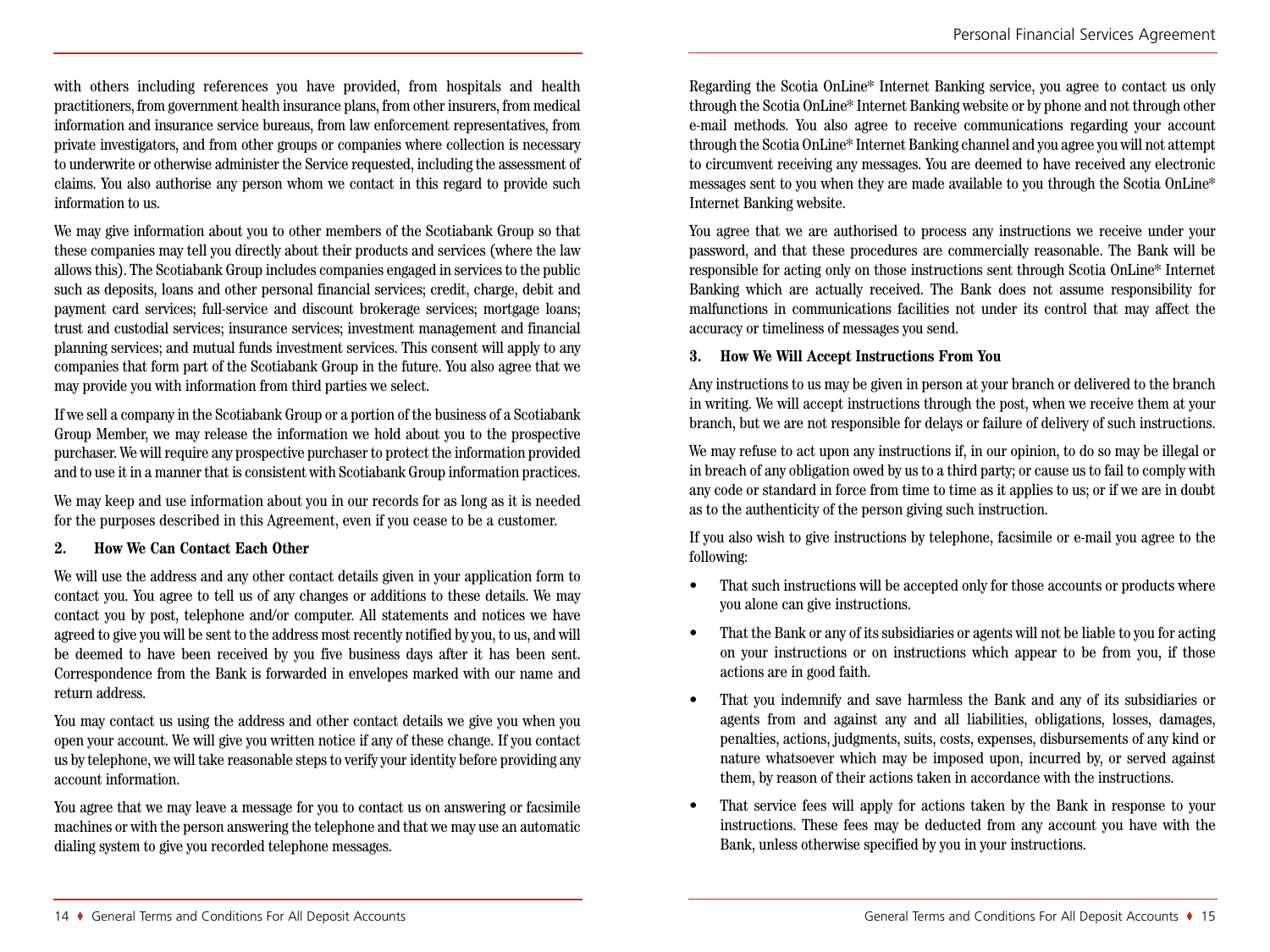with others including references you have provided, from hospitals and health practitioners, from government health insurance plans, from other insurers, from medical information and insurance service bureaus, from law enforcement representatives, from private investigators, and from other groups or companies where collection is necessary to underwrite or otherwise administer the Service requested, including the assessment of claims. You also authorise any person whom we contact in this regard to provide such information to us.

We may give information about you to other members of the Scotiabank Group so that these companies may tell you directly about their products and services (where the law allows this). The Scotiabank Group includes companies engaged in services to the public such as deposits, loans and other personal financial services; credit, charge, debit and payment card services; full-service and discount brokerage services; mortgage loans; trust and custodial services; insurance services; investment management and financial planning services; and mutual funds investment services. This consent will apply to any companies that form part of the Scotiabank Group in the future. You also agree that we may provide you with information from third parties we select.

If we sell a company in the Scotiabank Group or a portion of the business of a Scotiabank Group Member, we may release the information we hold about you to the prospective purchaser. We will require any prospective purchaser to protect the information provided and to use it in a manner that is consistent with Scotiabank Group information practices.

We may keep and use information about you in our records for as long as it is needed for the purposes described in this Agreement, even if you cease to be a customer.

**2. How We Can Contact Each Other**

We will use the address and any other contact details given in your application form to contact you. You agree to tell us of any changes or additions to these details. We may contact you by post, telephone and/or computer. All statements and notices we have agreed to give you will be sent to the address most recently notified by you, to us, and will be deemed to have been received by you five business days after it has been sent. Correspondence from the Bank is forwarded in envelopes marked with our name and return address.

You may contact us using the address and other contact details we give you when you open your account. We will give you written notice if any of these change. If you contact us by telephone, we will take reasonable steps to verify your identity before providing any account information.

You agree that we may leave a message for you to contact us on answering or facsimile machines or with the person answering the telephone and that we may use an automatic dialing system to give you recorded telephone messages.

Regarding the Scotia OnLine* Internet Banking service, you agree to contact us only through the Scotia OnLine* Internet Banking website or by phone and not through other e-mail methods. You also agree to receive communications regarding your account through the Scotia OnLine* Internet Banking channel and you agree you will not attempt to circumvent receiving any messages. You are deemed to have received any electronic messages sent to you when they are made available to you through the Scotia OnLine* Internet Banking website.

You agree that we are authorised to process any instructions we receive under your password, and that these procedures are commercially reasonable. The Bank will be responsible for acting only on those instructions sent through Scotia OnLine* Internet Banking which are actually received. The Bank does not assume responsibility for malfunctions in communications facilities not under its control that may affect the accuracy or timeliness of messages you send.

**3. How We Will Accept Instructions From You**

Any instructions to us may be given in person at your branch or delivered to the branch in writing. We will accept instructions through the post, when we receive them at your branch, but we are not responsible for delays or failure of delivery of such instructions.

We may refuse to act upon any instructions if, in our opinion, to do so may be illegal or in breach of any obligation owed by us to a third party; or cause us to fail to comply with any code or standard in force from time to time as it applies to us; or if we are in doubt as to the authenticity of the person giving such instruction.

If you also wish to give instructions by telephone, facsimile or e-mail you agree to the following:

- That such instructions will be accepted only for those accounts or products where you alone can give instructions.
- That the Bank or any of its subsidiaries or agents will not be liable to you for acting on your instructions or on instructions which appear to be from you, if those actions are in good faith.
- That you indemnify and save harmless the Bank and any of its subsidiaries or agents from and against any and all liabilities, obligations, losses, damages, penalties, actions, judgments, suits, costs, expenses, disbursements of any kind or nature whatsoever which may be imposed upon, incurred by, or served against them, by reason of their actions taken in accordance with the instructions.
- That service fees will apply for actions taken by the Bank in response to your instructions. These fees may be deducted from any account you have with the Bank, unless otherwise specified by you in your instructions.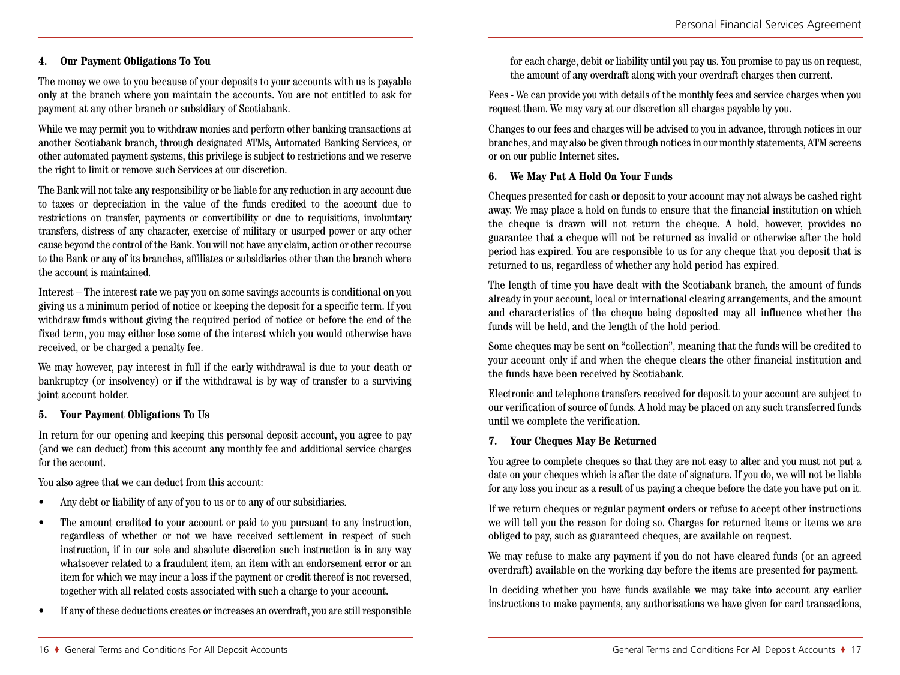## 4. Our Payment Obligations To You

The money we owe to you because of your deposits to your accounts with us is payable only at the branch where you maintain the accounts. You are not entitled to ask for payment at any other branch or subsidiary of Scotiabank.

While we may permit you to withdraw monies and perform other banking transactions at another Scotiabank branch, through designated ATMs, Automated Banking Services, or other automated payment systems, this privilege is subject to restrictions and we reserve the right to limit or remove such Services at our discretion.

The Bank will not take any responsibility or be liable for any reduction in any account due to taxes or depreciation in the value of the funds credited to the account due to restrictions on transfer, payments or convertibility or due to requisitions, involuntary transfers, distress of any character, exercise of military or usurped power or any other cause beyond the control of the Bank. You will not have any claim, action or other recourse to the Bank or any of its branches, affiliates or subsidiaries other than the branch where the account is maintained.

Interest – The interest rate we pay you on some savings accounts is conditional on you giving us a minimum period of notice or keeping the deposit for a specific term. If you withdraw funds without giving the required period of notice or before the end of the fixed term, you may either lose some of the interest which you would otherwise have received, or be charged a penalty fee.

We may however, pay interest in full if the early withdrawal is due to your death or bankruptcy (or insolvency) or if the withdrawal is by way of transfer to a surviving joint account holder.

## 5. Your Payment Obligations To Us

In return for our opening and keeping this personal deposit account, you agree to pay (and we can deduct) from this account any monthly fee and additional service charges for the account.

You also agree that we can deduct from this account:

- Any debt or liability of any of you to us or to any of our subsidiaries.
- The amount credited to your account or paid to you pursuant to any instruction, regardless of whether or not we have received settlement in respect of such instruction, if in our sole and absolute discretion such instruction is in any way whatsoever related to a fraudulent item, an item with an endorsement error or an item for which we may incur a loss if the payment or credit thereof is not reversed, together with all related costs associated with such a charge to your account.
- If any of these deductions creates or increases an overdraft, you are still responsible for each charge, debit or liability until you pay us. You promise to pay us on request, the amount of any overdraft along with your overdraft charges then current.

Fees - We can provide you with details of the monthly fees and service charges when you request them. We may vary at our discretion all charges payable by you.

Changes to our fees and charges will be advised to you in advance, through notices in our branches, and may also be given through notices in our monthly statements, ATM screens or on our public Internet sites.

## 6. We May Put A Hold On Your Funds

Cheques presented for cash or deposit to your account may not always be cashed right away. We may place a hold on funds to ensure that the financial institution on which the cheque is drawn will not return the cheque. A hold, however, provides no guarantee that a cheque will not be returned as invalid or otherwise after the hold period has expired. You are responsible to us for any cheque that you deposit that is returned to us, regardless of whether any hold period has expired.

The length of time you have dealt with the Scotiabank branch, the amount of funds already in your account, local or international clearing arrangements, and the amount and characteristics of the cheque being deposited may all influence whether the funds will be held, and the length of the hold period.

Some cheques may be sent on “collection”, meaning that the funds will be credited to your account only if and when the cheque clears the other financial institution and the funds have been received by Scotiabank.

Electronic and telephone transfers received for deposit to your account are subject to our verification of source of funds. A hold may be placed on any such transferred funds until we complete the verification.

## 7. Your Cheques May Be Returned

You agree to complete cheques so that they are not easy to alter and you must not put a date on your cheques which is after the date of signature. If you do, we will not be liable for any loss you incur as a result of us paying a cheque before the date you have put on it.

If we return cheques or regular payment orders or refuse to accept other instructions we will tell you the reason for doing so. Charges for returned items or items we are obliged to pay, such as guaranteed cheques, are available on request.

We may refuse to make any payment if you do not have cleared funds (or an agreed overdraft) available on the working day before the items are presented for payment.

In deciding whether you have funds available we may take into account any earlier instructions to make payments, any authorisations we have given for card transactions,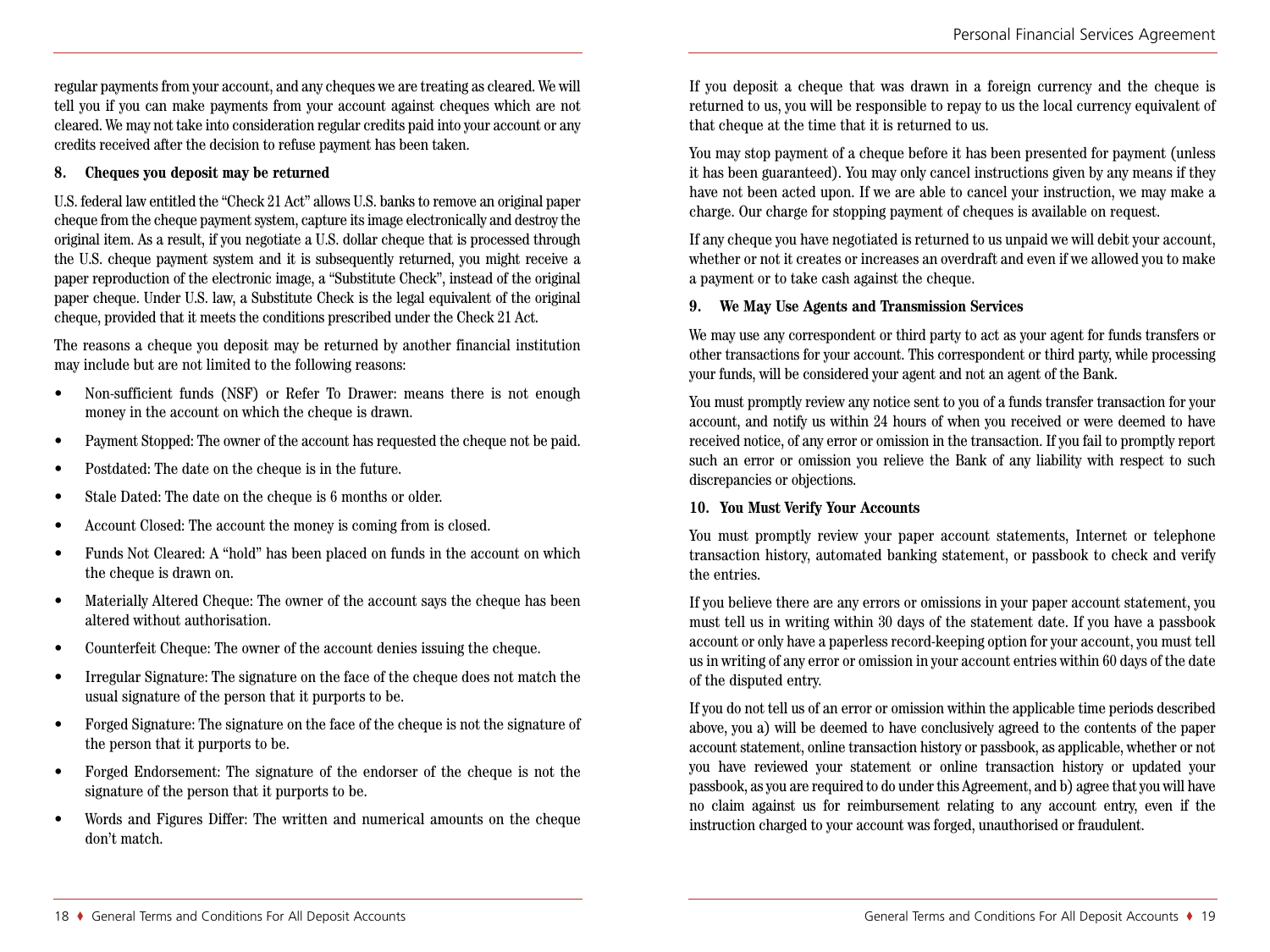regular payments from your account, and any cheques we are treating as cleared. We will tell you if you can make payments from your account against cheques which are not cleared. We may not take into consideration regular credits paid into your account or any credits received after the decision to refuse payment has been taken.

**8. Cheques you deposit may be returned**

U.S. federal law entitled the "Check 21 Act" allows U.S. banks to remove an original paper cheque from the cheque payment system, capture its image electronically and destroy the original item. As a result, if you negotiate a U.S. dollar cheque that is processed through the U.S. cheque payment system and it is subsequently returned, you might receive a paper reproduction of the electronic image, a "Substitute Check", instead of the original paper cheque. Under U.S. law, a Substitute Check is the legal equivalent of the original cheque, provided that it meets the conditions prescribed under the Check 21 Act.

The reasons a cheque you deposit may be returned by another financial institution may include but are not limited to the following reasons:

- Non-sufficient funds (NSF) or Refer To Drawer: means there is not enough money in the account on which the cheque is drawn.
- Payment Stopped: The owner of the account has requested the cheque not be paid.
- Postdated: The date on the cheque is in the future.
- Stale Dated: The date on the cheque is 6 months or older.
- Account Closed: The account the money is coming from is closed.
- Funds Not Cleared: A "hold" has been placed on funds in the account on which the cheque is drawn on.
- Materially Altered Cheque: The owner of the account says the cheque has been altered without authorisation.
- Counterfeit Cheque: The owner of the account denies issuing the cheque.
- Irregular Signature: The signature on the face of the cheque does not match the usual signature of the person that it purports to be.
- Forged Signature: The signature on the face of the cheque is not the signature of the person that it purports to be.
- Forged Endorsement: The signature of the endorser of the cheque is not the signature of the person that it purports to be.
- Words and Figures Differ: The written and numerical amounts on the cheque don't match.

If you deposit a cheque that was drawn in a foreign currency and the cheque is returned to us, you will be responsible to repay to us the local currency equivalent of that cheque at the time that it is returned to us.

You may stop payment of a cheque before it has been presented for payment (unless it has been guaranteed). You may only cancel instructions given by any means if they have not been acted upon. If we are able to cancel your instruction, we may make a charge. Our charge for stopping payment of cheques is available on request.

If any cheque you have negotiated is returned to us unpaid we will debit your account, whether or not it creates or increases an overdraft and even if we allowed you to make a payment or to take cash against the cheque.

**9. We May Use Agents and Transmission Services**

We may use any correspondent or third party to act as your agent for funds transfers or other transactions for your account. This correspondent or third party, while processing your funds, will be considered your agent and not an agent of the Bank.

You must promptly review any notice sent to you of a funds transfer transaction for your account, and notify us within 24 hours of when you received or were deemed to have received notice, of any error or omission in the transaction. If you fail to promptly report such an error or omission you relieve the Bank of any liability with respect to such discrepancies or objections.

**10. You Must Verify Your Accounts**

You must promptly review your paper account statements, Internet or telephone transaction history, automated banking statement, or passbook to check and verify the entries.

If you believe there are any errors or omissions in your paper account statement, you must tell us in writing within 30 days of the statement date. If you have a passbook account or only have a paperless record-keeping option for your account, you must tell us in writing of any error or omission in your account entries within 60 days of the date of the disputed entry.

If you do not tell us of an error or omission within the applicable time periods described above, you a) will be deemed to have conclusively agreed to the contents of the paper account statement, online transaction history or passbook, as applicable, whether or not you have reviewed your statement or online transaction history or updated your passbook, as you are required to do under this Agreement, and b) agree that you will have no claim against us for reimbursement relating to any account entry, even if the instruction charged to your account was forged, unauthorised or fraudulent.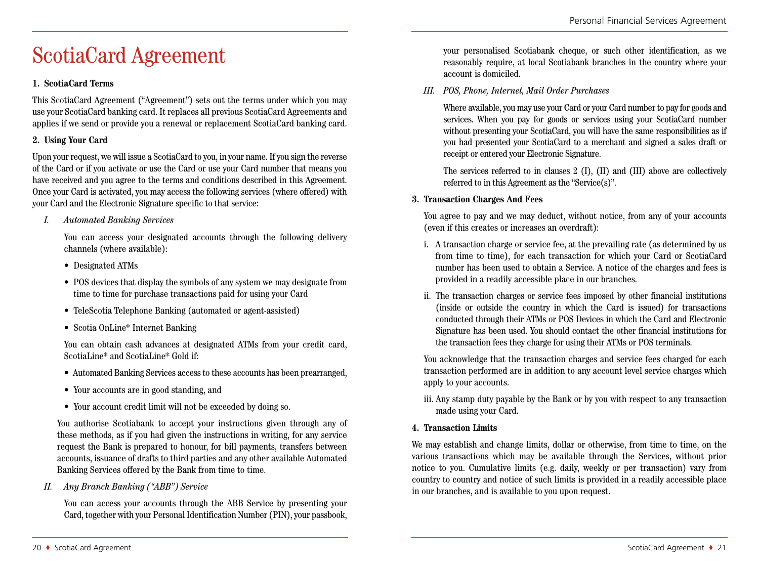# ScotiaCard Agreement

**1. ScotiaCard Terms**

This ScotiaCard Agreement ("Agreement") sets out the terms under which you may use your ScotiaCard banking card. It replaces all previous ScotiaCard Agreements and applies if we send or provide you a renewal or replacement ScotiaCard banking card.

**2. Using Your Card**

Upon your request, we will issue a ScotiaCard to you, in your name. If you sign the reverse of the Card or if you activate or use the Card or use your Card number that means you have received and you agree to the terms and conditions described in this Agreement. Once your Card is activated, you may access the following services (where offered) with your Card and the Electronic Signature specific to that service:

*I. Automated Banking Services*

You can access your designated accounts through the following delivery channels (where available):

- Designated ATMs
- POS devices that display the symbols of any system we may designate from time to time for purchase transactions paid for using your Card
- TeleScotia Telephone Banking (automated or agent-assisted)
- Scotia OnLine* Internet Banking

You can obtain cash advances at designated ATMs from your credit card, ScotiaLine* and ScotiaLine* Gold if:

- Automated Banking Services access to these accounts has been prearranged,
- Your accounts are in good standing, and
- Your account credit limit will not be exceeded by doing so.

You authorise Scotiabank to accept your instructions given through any of these methods, as if you had given the instructions in writing, for any service request the Bank is prepared to honour, for bill payments, transfers between accounts, issuance of drafts to third parties and any other available Automated Banking Services offered by the Bank from time to time.

*II. Any Branch Banking ("ABB") Service*

You can access your accounts through the ABB Service by presenting your Card, together with your Personal Identification Number (PIN), your passbook, your personalised Scotiabank cheque, or such other identification, as we reasonably require, at local Scotiabank branches in the country where your account is domiciled.

*III. POS, Phone, Internet, Mail Order Purchases*

Where available, you may use your Card or your Card number to pay for goods and services. When you pay for goods or services using your ScotiaCard number without presenting your ScotiaCard, you will have the same responsibilities as if you had presented your ScotiaCard to a merchant and signed a sales draft or receipt or entered your Electronic Signature.

The services referred to in clauses 2 (I), (II) and (III) above are collectively referred to in this Agreement as the "Service(s)".

**3. Transaction Charges And Fees**

You agree to pay and we may deduct, without notice, from any of your accounts (even if this creates or increases an overdraft):

i. A transaction charge or service fee, at the prevailing rate (as determined by us from time to time), for each transaction for which your Card or ScotiaCard number has been used to obtain a Service. A notice of the charges and fees is provided in a readily accessible place in our branches.

ii. The transaction charges or service fees imposed by other financial institutions (inside or outside the country in which the Card is issued) for transactions conducted through their ATMs or POS Devices in which the Card and Electronic Signature has been used. You should contact the other financial institutions for the transaction fees they charge for using their ATMs or POS terminals.

You acknowledge that the transaction charges and service fees charged for each transaction performed are in addition to any account level service charges which apply to your accounts.

iii. Any stamp duty payable by the Bank or by you with respect to any transaction made using your Card.

**4. Transaction Limits**

We may establish and change limits, dollar or otherwise, from time to time, on the various transactions which may be available through the Services, without prior notice to you. Cumulative limits (e.g. daily, weekly or per transaction) vary from country to country and notice of such limits is provided in a readily accessible place in our branches, and is available to you upon request.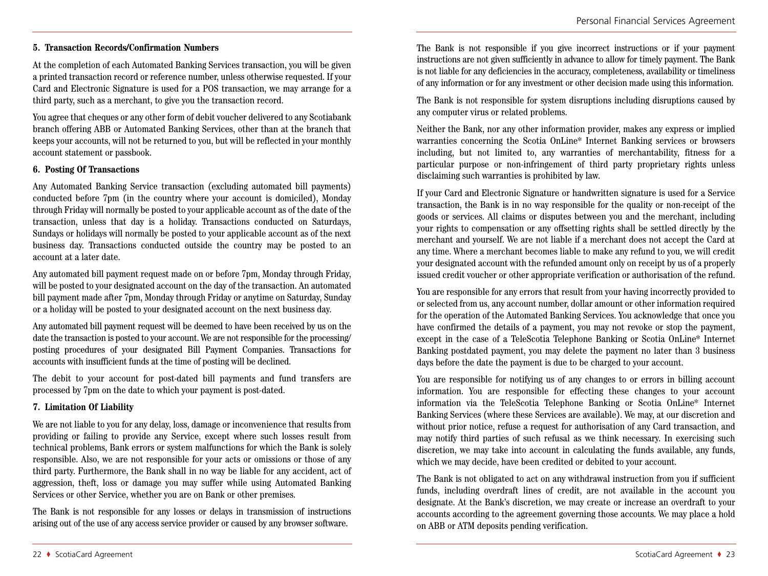### 5. Transaction Records/Confirmation Numbers

At the completion of each Automated Banking Services transaction, you will be given a printed transaction record or reference number, unless otherwise requested. If your Card and Electronic Signature is used for a POS transaction, we may arrange for a third party, such as a merchant, to give you the transaction record.

You agree that cheques or any other form of debit voucher delivered to any Scotiabank branch offering ABB or Automated Banking Services, other than at the branch that keeps your accounts, will not be returned to you, but will be reflected in your monthly account statement or passbook.

### 6. Posting Of Transactions

Any Automated Banking Service transaction (excluding automated bill payments) conducted before 7pm (in the country where your account is domiciled), Monday through Friday will normally be posted to your applicable account as of the date of the transaction, unless that day is a holiday. Transactions conducted on Saturdays, Sundays or holidays will normally be posted to your applicable account as of the next business day. Transactions conducted outside the country may be posted to an account at a later date.

Any automated bill payment request made on or before 7pm, Monday through Friday, will be posted to your designated account on the day of the transaction. An automated bill payment made after 7pm, Monday through Friday or anytime on Saturday, Sunday or a holiday will be posted to your designated account on the next business day.

Any automated bill payment request will be deemed to have been received by us on the date the transaction is posted to your account. We are not responsible for the processing/posting procedures of your designated Bill Payment Companies. Transactions for accounts with insufficient funds at the time of posting will be declined.

The debit to your account for post-dated bill payments and fund transfers are processed by 7pm on the date to which your payment is post-dated.

### 7. Limitation Of Liability

We are not liable to you for any delay, loss, damage or inconvenience that results from providing or failing to provide any Service, except where such losses result from technical problems, Bank errors or system malfunctions for which the Bank is solely responsible. Also, we are not responsible for your acts or omissions or those of any third party. Furthermore, the Bank shall in no way be liable for any accident, act of aggression, theft, loss or damage you may suffer while using Automated Banking Services or other Service, whether you are on Bank or other premises.

The Bank is not responsible for any losses or delays in transmission of instructions arising out of the use of any access service provider or caused by any browser software.

The Bank is not responsible if you give incorrect instructions or if your payment instructions are not given sufficiently in advance to allow for timely payment. The Bank is not liable for any deficiencies in the accuracy, completeness, availability or timeliness of any information or for any investment or other decision made using this information.

The Bank is not responsible for system disruptions including disruptions caused by any computer virus or related problems.

Neither the Bank, nor any other information provider, makes any express or implied warranties concerning the Scotia OnLine* Internet Banking services or browsers including, but not limited to, any warranties of merchantability, fitness for a particular purpose or non-infringement of third party proprietary rights unless disclaiming such warranties is prohibited by law.

If your Card and Electronic Signature or handwritten signature is used for a Service transaction, the Bank is in no way responsible for the quality or non-receipt of the goods or services. All claims or disputes between you and the merchant, including your rights to compensation or any offsetting rights shall be settled directly by the merchant and yourself. We are not liable if a merchant does not accept the Card at any time. Where a merchant becomes liable to make any refund to you, we will credit your designated account with the refunded amount only on receipt by us of a properly issued credit voucher or other appropriate verification or authorisation of the refund.

You are responsible for any errors that result from your having incorrectly provided to or selected from us, any account number, dollar amount or other information required for the operation of the Automated Banking Services. You acknowledge that once you have confirmed the details of a payment, you may not revoke or stop the payment, except in the case of a TeleScotia Telephone Banking or Scotia OnLine* Internet Banking postdated payment, you may delete the payment no later than 3 business days before the date the payment is due to be charged to your account.

You are responsible for notifying us of any changes to or errors in billing account information. You are responsible for effecting these changes to your account information via the TeleScotia Telephone Banking or Scotia OnLine* Internet Banking Services (where these Services are available). We may, at our discretion and without prior notice, refuse a request for authorisation of any Card transaction, and may notify third parties of such refusal as we think necessary. In exercising such discretion, we may take into account in calculating the funds available, any funds, which we may decide, have been credited or debited to your account.

The Bank is not obligated to act on any withdrawal instruction from you if sufficient funds, including overdraft lines of credit, are not available in the account you designate. At the Bank's discretion, we may create or increase an overdraft to your accounts according to the agreement governing those accounts. We may place a hold on ABB or ATM deposits pending verification.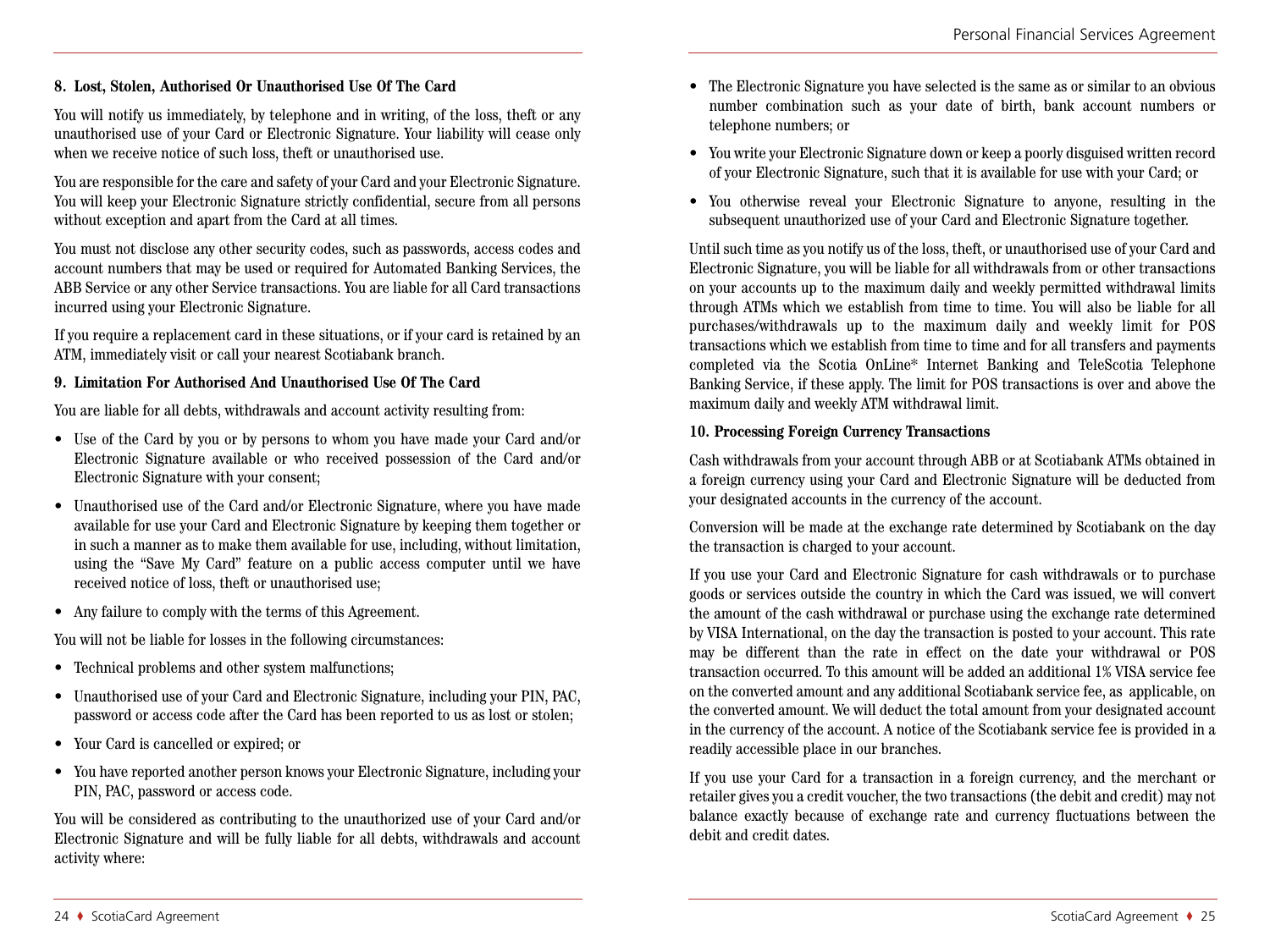### 8. Lost, Stolen, Authorised Or Unauthorised Use Of The Card

You will notify us immediately, by telephone and in writing, of the loss, theft or any unauthorised use of your Card or Electronic Signature. Your liability will cease only when we receive notice of such loss, theft or unauthorised use.

You are responsible for the care and safety of your Card and your Electronic Signature. You will keep your Electronic Signature strictly confidential, secure from all persons without exception and apart from the Card at all times.

You must not disclose any other security codes, such as passwords, access codes and account numbers that may be used or required for Automated Banking Services, the ABB Service or any other Service transactions. You are liable for all Card transactions incurred using your Electronic Signature.

If you require a replacement card in these situations, or if your card is retained by an ATM, immediately visit or call your nearest Scotiabank branch.

### 9. Limitation For Authorised And Unauthorised Use Of The Card

You are liable for all debts, withdrawals and account activity resulting from:

- Use of the Card by you or by persons to whom you have made your Card and/or Electronic Signature available or who received possession of the Card and/or Electronic Signature with your consent;
- Unauthorised use of the Card and/or Electronic Signature, where you have made available for use your Card and Electronic Signature by keeping them together or in such a manner as to make them available for use, including, without limitation, using the "Save My Card" feature on a public access computer until we have received notice of loss, theft or unauthorised use;
- Any failure to comply with the terms of this Agreement.

You will not be liable for losses in the following circumstances:

- Technical problems and other system malfunctions;
- Unauthorised use of your Card and Electronic Signature, including your PIN, PAC, password or access code after the Card has been reported to us as lost or stolen;
- Your Card is cancelled or expired; or
- You have reported another person knows your Electronic Signature, including your PIN, PAC, password or access code.

You will be considered as contributing to the unauthorized use of your Card and/or Electronic Signature and will be fully liable for all debts, withdrawals and account activity where:

- The Electronic Signature you have selected is the same as or similar to an obvious number combination such as your date of birth, bank account numbers or telephone numbers; or
- You write your Electronic Signature down or keep a poorly disguised written record of your Electronic Signature, such that it is available for use with your Card; or
- You otherwise reveal your Electronic Signature to anyone, resulting in the subsequent unauthorized use of your Card and Electronic Signature together.

Until such time as you notify us of the loss, theft, or unauthorised use of your Card and Electronic Signature, you will be liable for all withdrawals from or other transactions on your accounts up to the maximum daily and weekly permitted withdrawal limits through ATMs which we establish from time to time. You will also be liable for all purchases/withdrawals up to the maximum daily and weekly limit for POS transactions which we establish from time to time and for all transfers and payments completed via the Scotia OnLine* Internet Banking and TeleScotia Telephone Banking Service, if these apply. The limit for POS transactions is over and above the maximum daily and weekly ATM withdrawal limit.

### 10. Processing Foreign Currency Transactions

Cash withdrawals from your account through ABB or at Scotiabank ATMs obtained in a foreign currency using your Card and Electronic Signature will be deducted from your designated accounts in the currency of the account.

Conversion will be made at the exchange rate determined by Scotiabank on the day the transaction is charged to your account.

If you use your Card and Electronic Signature for cash withdrawals or to purchase goods or services outside the country in which the Card was issued, we will convert the amount of the cash withdrawal or purchase using the exchange rate determined by VISA International, on the day the transaction is posted to your account. This rate may be different than the rate in effect on the date your withdrawal or POS transaction occurred. To this amount will be added an additional 1% VISA service fee on the converted amount and any additional Scotiabank service fee, as applicable, on the converted amount. We will deduct the total amount from your designated account in the currency of the account. A notice of the Scotiabank service fee is provided in a readily accessible place in our branches.

If you use your Card for a transaction in a foreign currency, and the merchant or retailer gives you a credit voucher, the two transactions (the debit and credit) may not balance exactly because of exchange rate and currency fluctuations between the debit and credit dates.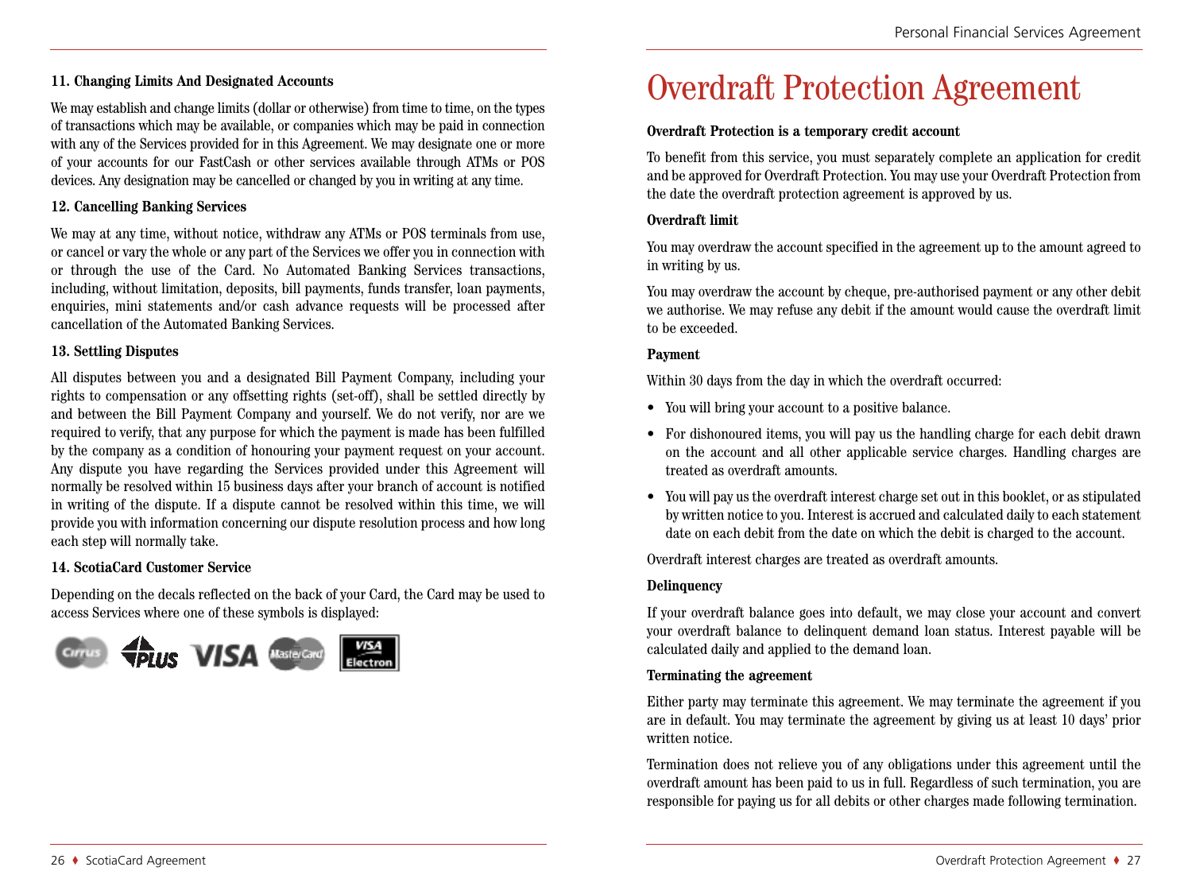**11. Changing Limits And Designated Accounts**

We may establish and change limits (dollar or otherwise) from time to time, on the types of transactions which may be available, or companies which may be paid in connection with any of the Services provided for in this Agreement. We may designate one or more of your accounts for our FastCash or other services available through ATMs or POS devices. Any designation may be cancelled or changed by you in writing at any time.

**12. Cancelling Banking Services**

We may at any time, without notice, withdraw any ATMs or POS terminals from use, or cancel or vary the whole or any part of the Services we offer you in connection with or through the use of the Card. No Automated Banking Services transactions, including, without limitation, deposits, bill payments, funds transfer, loan payments, enquiries, mini statements and/or cash advance requests will be processed after cancellation of the Automated Banking Services.

**13. Settling Disputes**

All disputes between you and a designated Bill Payment Company, including your rights to compensation or any offsetting rights (set-off), shall be settled directly by and between the Bill Payment Company and yourself. We do not verify, nor are we required to verify, that any purpose for which the payment is made has been fulfilled by the company as a condition of honouring your payment request on your account. Any dispute you have regarding the Services provided under this Agreement will normally be resolved within 15 business days after your branch of account is notified in writing of the dispute. If a dispute cannot be resolved within this time, we will provide you with information concerning our dispute resolution process and how long each step will normally take.

**14. ScotiaCard Customer Service**

Depending on the decals reflected on the back of your Card, the Card may be used to access Services where one of these symbols is displayed:

# Overdraft Protection Agreement

**Overdraft Protection is a temporary credit account**

To benefit from this service, you must separately complete an application for credit and be approved for Overdraft Protection. You may use your Overdraft Protection from the date the overdraft protection agreement is approved by us.

**Overdraft limit**

You may overdraw the account specified in the agreement up to the amount agreed to in writing by us.

You may overdraw the account by cheque, pre-authorised payment or any other debit we authorise. We may refuse any debit if the amount would cause the overdraft limit to be exceeded.

**Payment**

Within 30 days from the day in which the overdraft occurred:

- You will bring your account to a positive balance.
- For dishonoured items, you will pay us the handling charge for each debit drawn on the account and all other applicable service charges. Handling charges are treated as overdraft amounts.
- You will pay us the overdraft interest charge set out in this booklet, or as stipulated by written notice to you. Interest is accrued and calculated daily to each statement date on each debit from the date on which the debit is charged to the account.

Overdraft interest charges are treated as overdraft amounts.

**Delinquency**

If your overdraft balance goes into default, we may close your account and convert your overdraft balance to delinquent demand loan status. Interest payable will be calculated daily and applied to the demand loan.

**Terminating the agreement**

Either party may terminate this agreement. We may terminate the agreement if you are in default. You may terminate the agreement by giving us at least 10 days' prior written notice.

Termination does not relieve you of any obligations under this agreement until the overdraft amount has been paid to us in full. Regardless of such termination, you are responsible for paying us for all debits or other charges made following termination.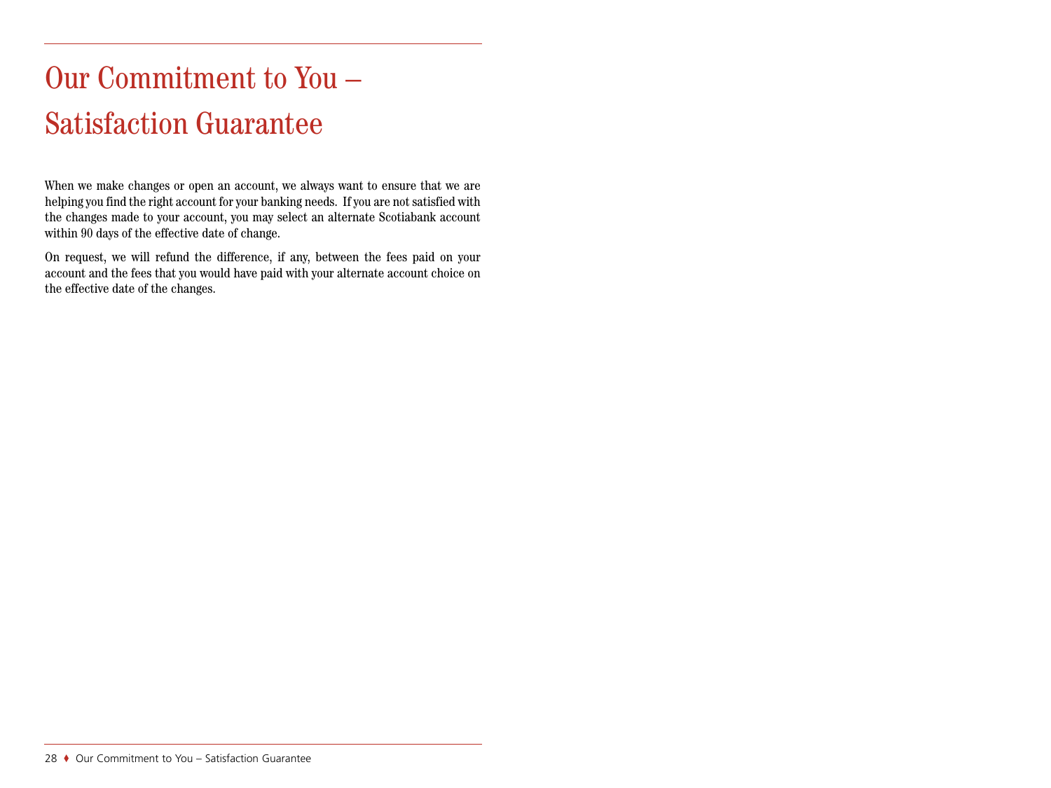# Our Commitment to You – Satisfaction Guarantee

When we make changes or open an account, we always want to ensure that we are helping you find the right account for your banking needs. If you are not satisfied with the changes made to your account, you may select an alternate Scotiabank account within 90 days of the effective date of change.

On request, we will refund the difference, if any, between the fees paid on your account and the fees that you would have paid with your alternate account choice on the effective date of the changes.